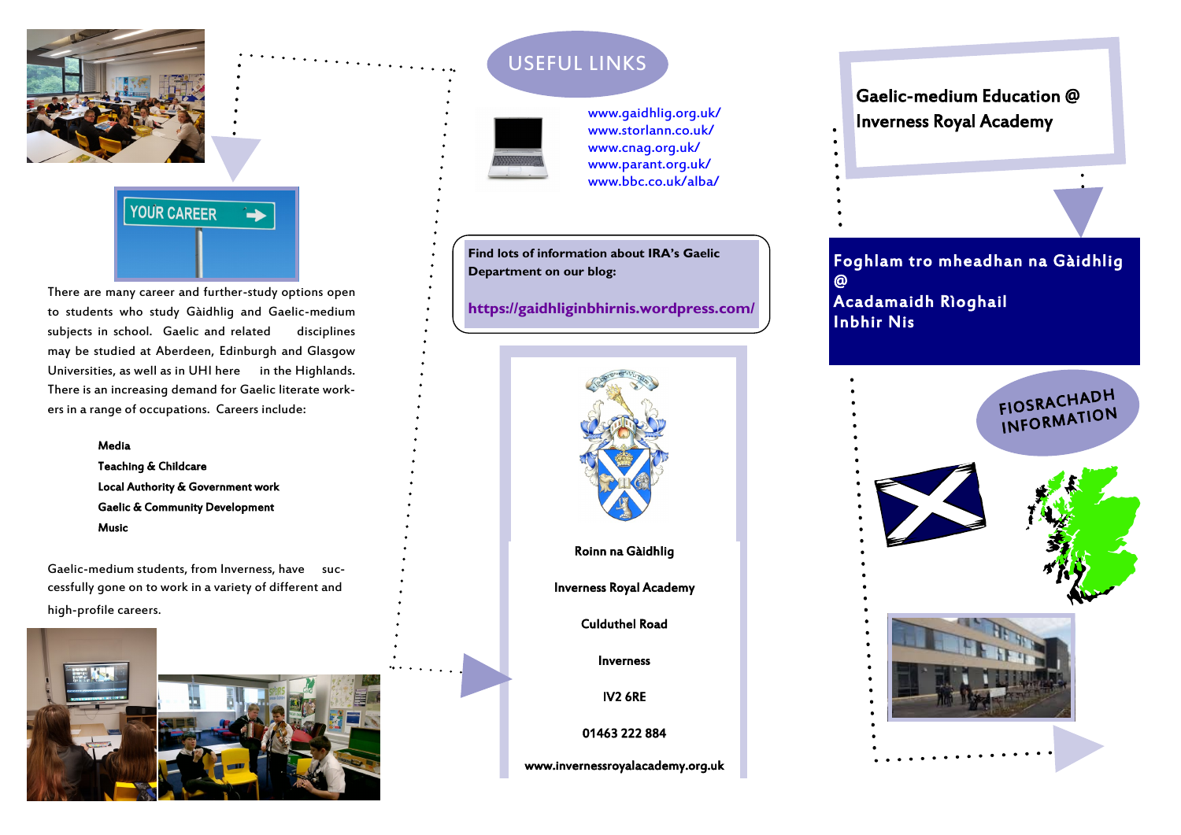There are many career and further-study options open to students who study Gàidhlig and Gaelic-medium subjects in school. Gaelic and related disciplines may be studied at Aberdeen, Edinburgh and Glasgow Universities, as well as in UHI here in the Highlands. There is an increasing demand for Gaelic literate workers in a range of occupations. Careers include:

- **Media**
- **Teaching & Childcare**
- **Local Authority & Government work**
- **Gaelic & Community Development**
- **Music**

Gaelic-medium students, from Inverness, have successfully gone on to work in a variety of different and high-profile careers.

## USEFUL LINKS

www.gaidhlig.org.uk/
www.storlann.co.uk/
www.cnag.org.uk/
www.parant.org.uk/
www.bbc.co.uk/alba/

**Find lots of information about IRA's Gaelic Department on our blog:**

**https://gaidhliginbhirnis.wordpress.com/**

**Roinn na Gàidhlig**

**Inverness Royal Academy**

**Culduthel Road**

**Inverness**

**IV2 6RE**

**01463 222 884**

**www.invernessroyalacademy.org.uk**

# Gaelic-medium Education @ Inverness Royal Academy

# Foghlam tro mheadhan na Gàidhlig @ Acadamaidh Rìoghail Inbhir Nis

FIOSRACHADH INFORMATION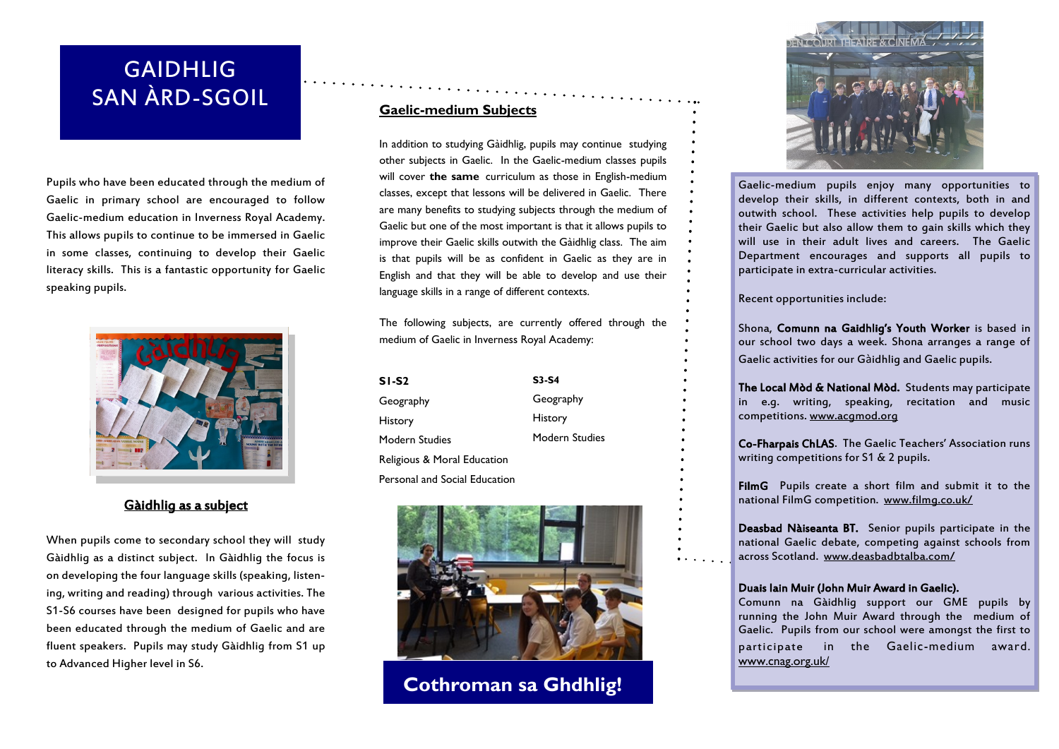# GAIDHLIG SAN ÀRD-SGOIL

Pupils who have been educated through the medium of Gaelic in primary school are encouraged to follow Gaelic-medium education in Inverness Royal Academy. This allows pupils to continue to be immersed in Gaelic in some classes, continuing to develop their Gaelic literacy skills. This is a fantastic opportunity for Gaelic speaking pupils.

## Gàidhlig as a subject

When pupils come to secondary school they will study Gàidhlig as a distinct subject. In Gàidhlig the focus is on developing the four language skills (speaking, listening, writing and reading) through various activities. The S1-S6 courses have been designed for pupils who have been educated through the medium of Gaelic and are fluent speakers. Pupils may study Gàidhlig from S1 up to Advanced Higher level in S6.

## Gaelic-medium Subjects

In addition to studying Gàidhlig, pupils may continue studying other subjects in Gaelic. In the Gaelic-medium classes pupils will cover **the same** curriculum as those in English-medium classes, except that lessons will be delivered in Gaelic. There are many benefits to studying subjects through the medium of Gaelic but one of the most important is that it allows pupils to improve their Gaelic skills outwith the Gàidhlig class. The aim is that pupils will be as confident in Gaelic as they are in English and that they will be able to develop and use their language skills in a range of different contexts.

The following subjects, are currently offered through the medium of Gaelic in Inverness Royal Academy:

| S1-S2 | S3-S4 |
| --- | --- |
| Geography | Geography |
| History | History |
| Modern Studies | Modern Studies |
| Religious & Moral Education | |
| Personal and Social Education | |

**Cothroman sa Ghdhlig!**

Gaelic-medium pupils enjoy many opportunities to develop their skills, in different contexts, both in and outwith school. These activities help pupils to develop their Gaelic but also allow them to gain skills which they will use in their adult lives and careers. The Gaelic Department encourages and supports all pupils to participate in extra-curricular activities.

Recent opportunities include:

Shona, **Comunn na Gaidhlig's Youth Worker** is based in our school two days a week. Shona arranges a range of Gaelic activities for our Gàidhlig and Gaelic pupils.

**The Local Mòd & National Mòd.** Students may participate in e.g. writing, speaking, recitation and music competitions. www.acgmod.org

**Co-Fharpais ChLAS**. The Gaelic Teachers' Association runs writing competitions for S1 & 2 pupils.

**FilmG** Pupils create a short film and submit it to the national FilmG competition. www.filmg.co.uk/

**Deasbad Nàiseanta BT.** Senior pupils participate in the national Gaelic debate, competing against schools from across Scotland. www.deasbadbtalba.com/

**Duais Iain Muir (John Muir Award in Gaelic).**
Comunn na Gàidhlig support our GME pupils by running the John Muir Award through the medium of Gaelic. Pupils from our school were amongst the first to participate in the Gaelic-medium award. www.cnag.org.uk/